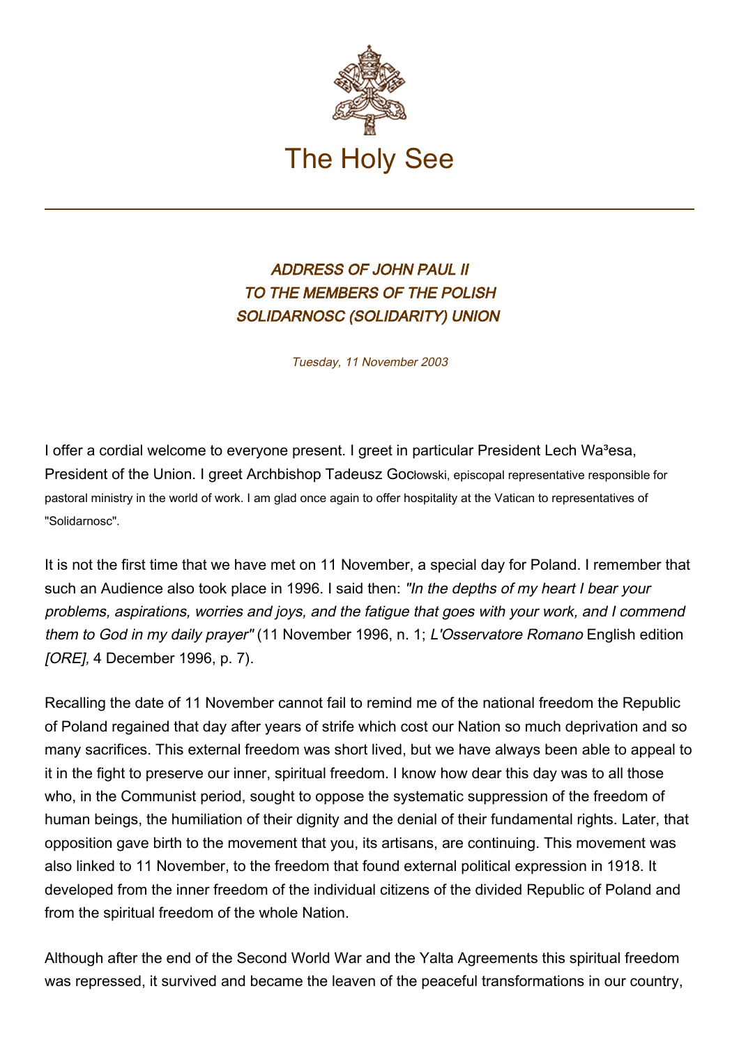The Holy See

# *ADDRESS OF JOHN PAUL II TO THE MEMBERS OF THE POLISH SOLIDARNOSC (SOLIDARITY) UNION*

*Tuesday, 11 November 2003*

I offer a cordial welcome to everyone present. I greet in particular President Lech Wa³esa, President of the Union. I greet Archbishop Tadeusz Gocłowski, episcopal representative responsible for pastoral ministry in the world of work. I am glad once again to offer hospitality at the Vatican to representatives of "Solidarnosc".

It is not the first time that we have met on 11 November, a special day for Poland. I remember that such an Audience also took place in 1996. I said then: *"In the depths of my heart I bear your problems, aspirations, worries and joys, and the fatigue that goes with your work, and I commend them to God in my daily prayer"* (11 November 1996, n. 1; *L'Osservatore Romano* English edition *[ORE],* 4 December 1996, p. 7).

Recalling the date of 11 November cannot fail to remind me of the national freedom the Republic of Poland regained that day after years of strife which cost our Nation so much deprivation and so many sacrifices. This external freedom was short lived, but we have always been able to appeal to it in the fight to preserve our inner, spiritual freedom. I know how dear this day was to all those who, in the Communist period, sought to oppose the systematic suppression of the freedom of human beings, the humiliation of their dignity and the denial of their fundamental rights. Later, that opposition gave birth to the movement that you, its artisans, are continuing. This movement was also linked to 11 November, to the freedom that found external political expression in 1918. It developed from the inner freedom of the individual citizens of the divided Republic of Poland and from the spiritual freedom of the whole Nation.

Although after the end of the Second World War and the Yalta Agreements this spiritual freedom was repressed, it survived and became the leaven of the peaceful transformations in our country,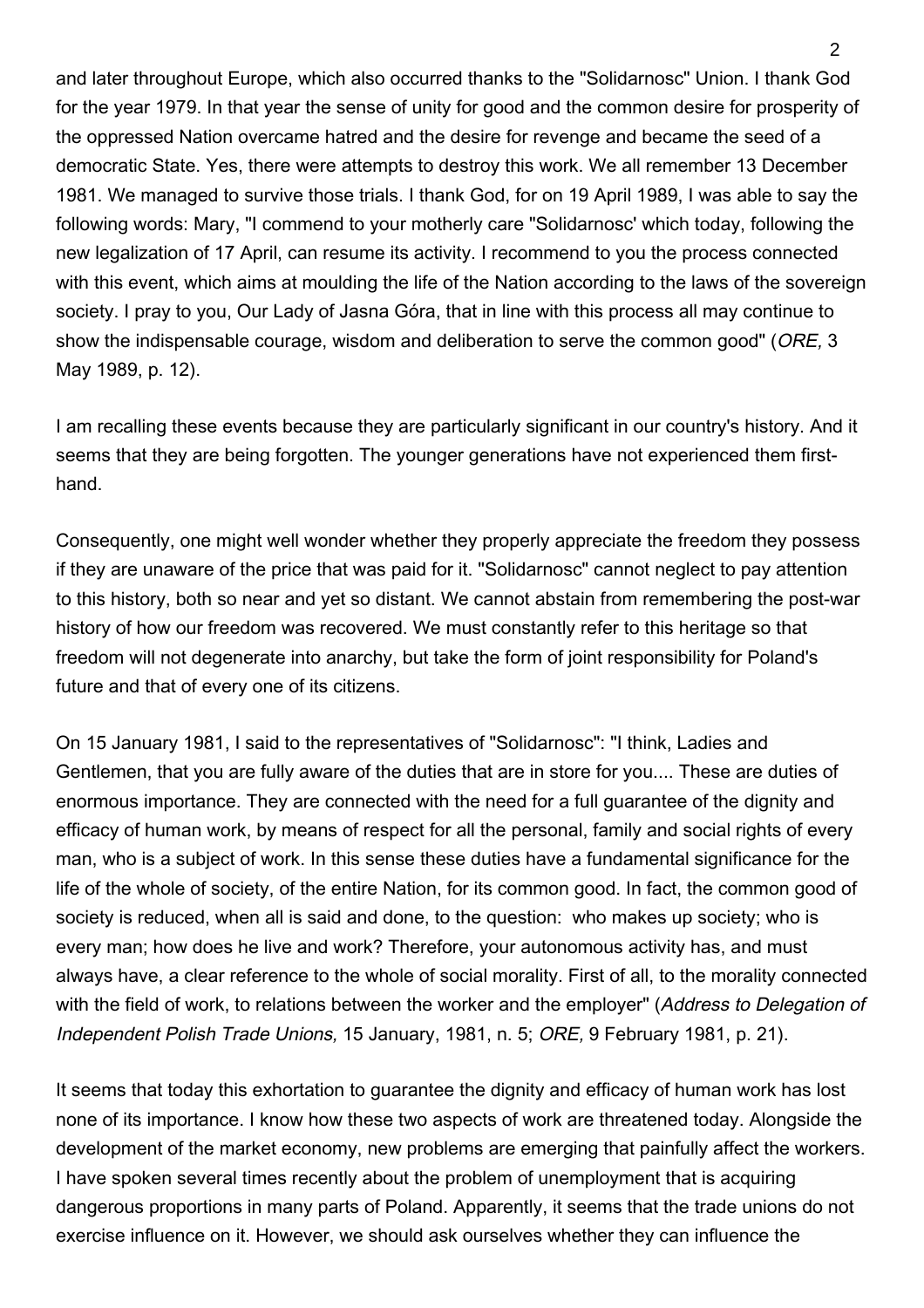and later throughout Europe, which also occurred thanks to the "Solidarnosc" Union. I thank God for the year 1979. In that year the sense of unity for good and the common desire for prosperity of the oppressed Nation overcame hatred and the desire for revenge and became the seed of a democratic State. Yes, there were attempts to destroy this work. We all remember 13 December 1981. We managed to survive those trials. I thank God, for on 19 April 1989, I was able to say the following words: Mary, "I commend to your motherly care "Solidarnosc' which today, following the new legalization of 17 April, can resume its activity. I recommend to you the process connected with this event, which aims at moulding the life of the Nation according to the laws of the sovereign society. I pray to you, Our Lady of Jasna Góra, that in line with this process all may continue to show the indispensable courage, wisdom and deliberation to serve the common good" (*ORE,* 3 May 1989, p. 12).

I am recalling these events because they are particularly significant in our country's history. And it seems that they are being forgotten. The younger generations have not experienced them first-hand.

Consequently, one might well wonder whether they properly appreciate the freedom they possess if they are unaware of the price that was paid for it. "Solidarnosc" cannot neglect to pay attention to this history, both so near and yet so distant. We cannot abstain from remembering the post-war history of how our freedom was recovered. We must constantly refer to this heritage so that freedom will not degenerate into anarchy, but take the form of joint responsibility for Poland's future and that of every one of its citizens.

On 15 January 1981, I said to the representatives of "Solidarnosc": "I think, Ladies and Gentlemen, that you are fully aware of the duties that are in store for you.... These are duties of enormous importance. They are connected with the need for a full guarantee of the dignity and efficacy of human work, by means of respect for all the personal, family and social rights of every man, who is a subject of work. In this sense these duties have a fundamental significance for the life of the whole of society, of the entire Nation, for its common good. In fact, the common good of society is reduced, when all is said and done, to the question: who makes up society; who is every man; how does he live and work? Therefore, your autonomous activity has, and must always have, a clear reference to the whole of social morality. First of all, to the morality connected with the field of work, to relations between the worker and the employer" (*Address to Delegation of Independent Polish Trade Unions,* 15 January, 1981, n. 5; *ORE,* 9 February 1981, p. 21).

It seems that today this exhortation to guarantee the dignity and efficacy of human work has lost none of its importance. I know how these two aspects of work are threatened today. Alongside the development of the market economy, new problems are emerging that painfully affect the workers. I have spoken several times recently about the problem of unemployment that is acquiring dangerous proportions in many parts of Poland. Apparently, it seems that the trade unions do not exercise influence on it. However, we should ask ourselves whether they can influence the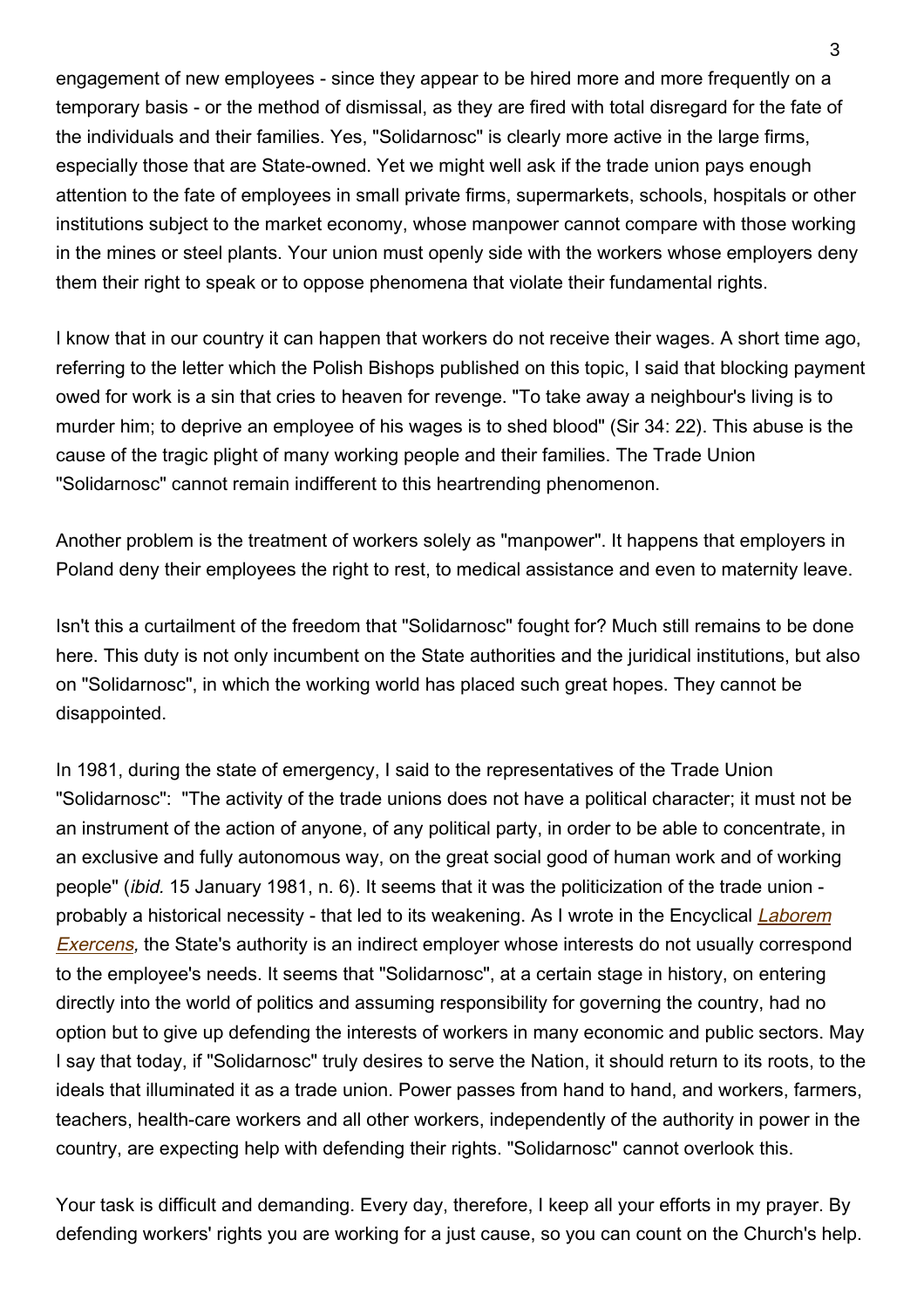engagement of new employees - since they appear to be hired more and more frequently on a temporary basis - or the method of dismissal, as they are fired with total disregard for the fate of the individuals and their families. Yes, "Solidarnosc" is clearly more active in the large firms, especially those that are State-owned. Yet we might well ask if the trade union pays enough attention to the fate of employees in small private firms, supermarkets, schools, hospitals or other institutions subject to the market economy, whose manpower cannot compare with those working in the mines or steel plants. Your union must openly side with the workers whose employers deny them their right to speak or to oppose phenomena that violate their fundamental rights.

I know that in our country it can happen that workers do not receive their wages. A short time ago, referring to the letter which the Polish Bishops published on this topic, I said that blocking payment owed for work is a sin that cries to heaven for revenge. "To take away a neighbour's living is to murder him; to deprive an employee of his wages is to shed blood" (Sir 34: 22). This abuse is the cause of the tragic plight of many working people and their families. The Trade Union "Solidarnosc" cannot remain indifferent to this heartrending phenomenon.

Another problem is the treatment of workers solely as "manpower". It happens that employers in Poland deny their employees the right to rest, to medical assistance and even to maternity leave.

Isn't this a curtailment of the freedom that "Solidarnosc" fought for? Much still remains to be done here. This duty is not only incumbent on the State authorities and the juridical institutions, but also on "Solidarnosc", in which the working world has placed such great hopes. They cannot be disappointed.

In 1981, during the state of emergency, I said to the representatives of the Trade Union "Solidarnosc": "The activity of the trade unions does not have a political character; it must not be an instrument of the action of anyone, of any political party, in order to be able to concentrate, in an exclusive and fully autonomous way, on the great social good of human work and of working people" (*ibid.* 15 January 1981, n. 6). It seems that it was the politicization of the trade union - probably a historical necessity - that led to its weakening. As I wrote in the Encyclical *Laborem Exercens,* the State's authority is an indirect employer whose interests do not usually correspond to the employee's needs. It seems that "Solidarnosc", at a certain stage in history, on entering directly into the world of politics and assuming responsibility for governing the country, had no option but to give up defending the interests of workers in many economic and public sectors. May I say that today, if "Solidarnosc" truly desires to serve the Nation, it should return to its roots, to the ideals that illuminated it as a trade union. Power passes from hand to hand, and workers, farmers, teachers, health-care workers and all other workers, independently of the authority in power in the country, are expecting help with defending their rights. "Solidarnosc" cannot overlook this.

Your task is difficult and demanding. Every day, therefore, I keep all your efforts in my prayer. By defending workers' rights you are working for a just cause, so you can count on the Church's help.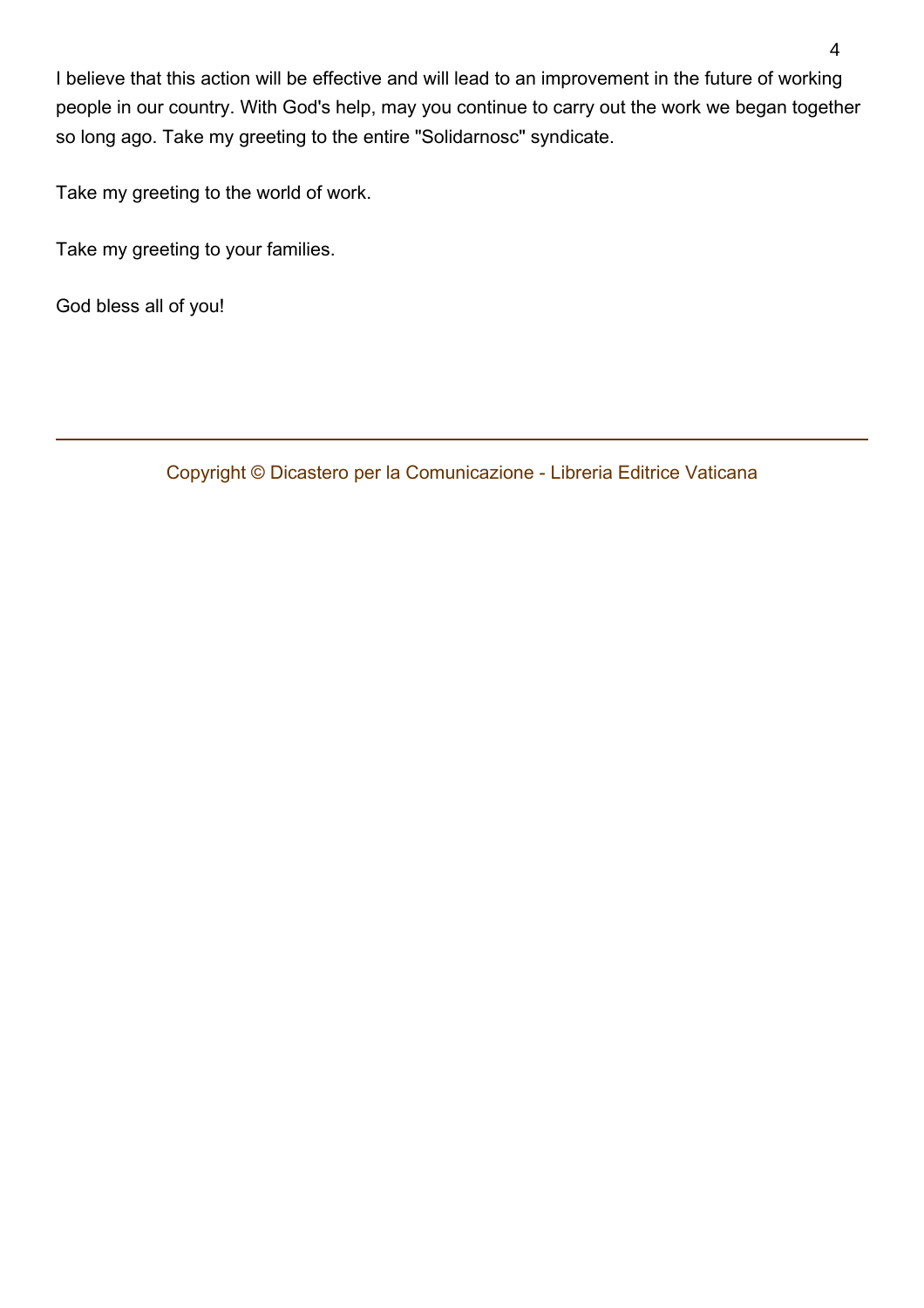I believe that this action will be effective and will lead to an improvement in the future of working people in our country. With God's help, may you continue to carry out the work we began together so long ago. Take my greeting to the entire "Solidarnosc" syndicate.

Take my greeting to the world of work.

Take my greeting to your families.

God bless all of you!

---

Copyright © Dicastero per la Comunicazione - Libreria Editrice Vaticana